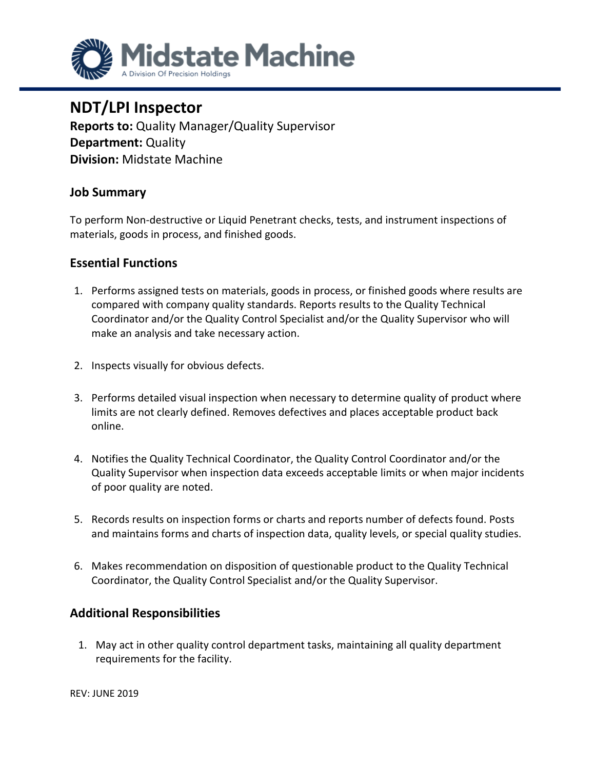Midstate Machine

A Division Of Precision Holdings

# NDT/LPI Inspector

**Reports to:** Quality Manager/Quality Supervisor
**Department:** Quality
**Division:** Midstate Machine

## Job Summary

To perform Non-destructive or Liquid Penetrant checks, tests, and instrument inspections of materials, goods in process, and finished goods.

## Essential Functions

1. Performs assigned tests on materials, goods in process, or finished goods where results are compared with company quality standards. Reports results to the Quality Technical Coordinator and/or the Quality Control Specialist and/or the Quality Supervisor who will make an analysis and take necessary action.

2. Inspects visually for obvious defects.

3. Performs detailed visual inspection when necessary to determine quality of product where limits are not clearly defined. Removes defectives and places acceptable product back online.

4. Notifies the Quality Technical Coordinator, the Quality Control Coordinator and/or the Quality Supervisor when inspection data exceeds acceptable limits or when major incidents of poor quality are noted.

5. Records results on inspection forms or charts and reports number of defects found. Posts and maintains forms and charts of inspection data, quality levels, or special quality studies.

6. Makes recommendation on disposition of questionable product to the Quality Technical Coordinator, the Quality Control Specialist and/or the Quality Supervisor.

## Additional Responsibilities

1. May act in other quality control department tasks, maintaining all quality department requirements for the facility.

REV: JUNE 2019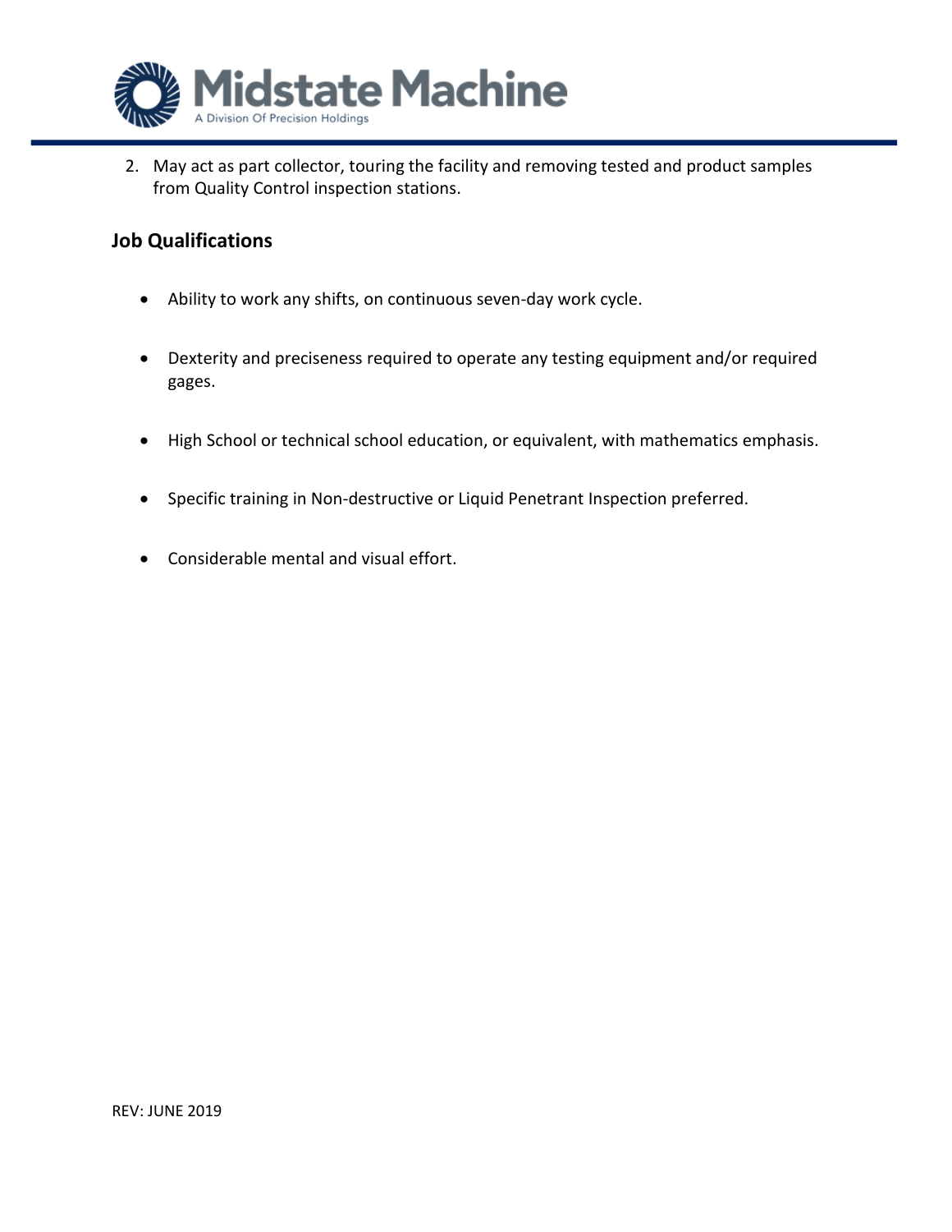2. May act as part collector, touring the facility and removing tested and product samples from Quality Control inspection stations.

## Job Qualifications

- Ability to work any shifts, on continuous seven-day work cycle.
- Dexterity and preciseness required to operate any testing equipment and/or required gages.
- High School or technical school education, or equivalent, with mathematics emphasis.
- Specific training in Non-destructive or Liquid Penetrant Inspection preferred.
- Considerable mental and visual effort.

REV: JUNE 2019